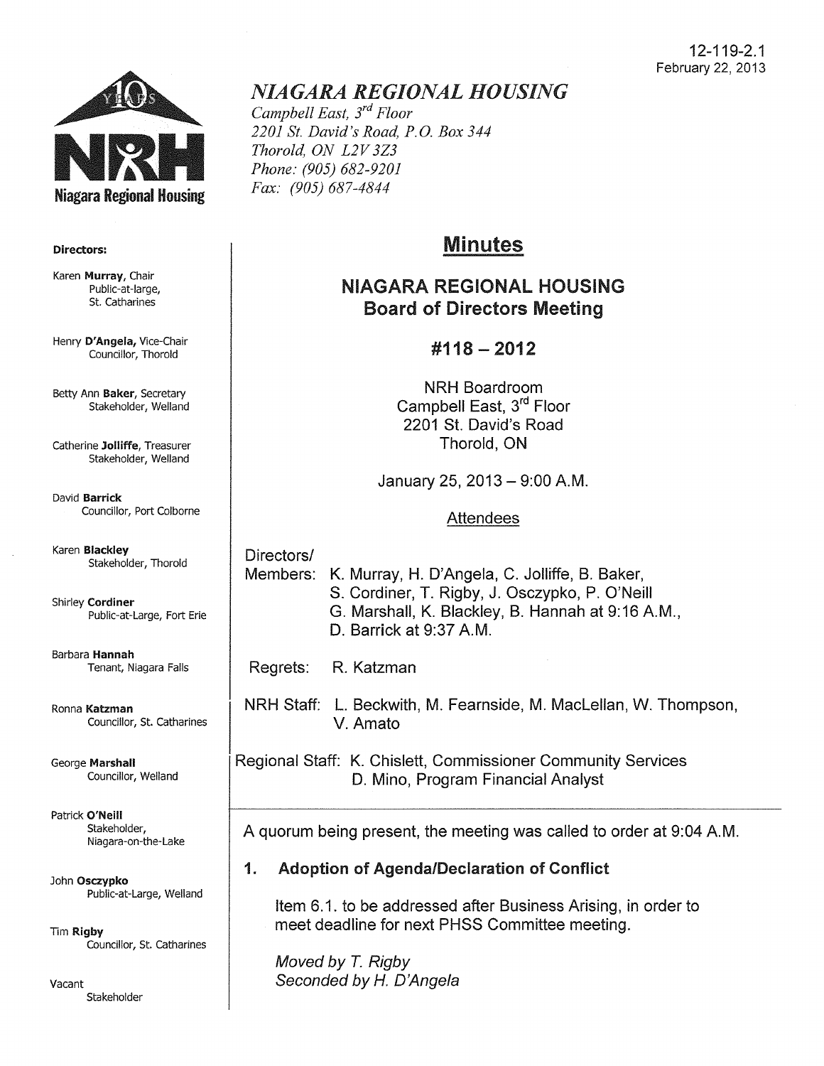12-119-2.1
February 22, 2013

# *NIAGARA REGIONAL HOUSING*

*Campbell East, 3rd Floor*
*2201 St. David's Road, P.O. Box 344*
*Thorold, ON L2V 3Z3*
*Phone: (905) 682-9201*
*Fax: (905) 687-4844*

Niagara Regional Housing

**Directors:**

Karen **Murray**, Chair
Public-at-large, St. Catharines

Henry **D'Angela,** Vice-Chair
Councillor, Thorold

Betty Ann **Baker**, Secretary
Stakeholder, Welland

Catherine **Jolliffe**, Treasurer
Stakeholder, Welland

David **Barrick**
Councillor, Port Colborne

Karen **Blackley**
Stakeholder, Thorold

Shirley **Cordiner**
Public-at-Large, Fort Erie

Barbara **Hannah**
Tenant, Niagara Falls

Ronna **Katzman**
Councillor, St. Catharines

George **Marshall**
Councillor, Welland

Patrick **O'Neill**
Stakeholder, Niagara-on-the-Lake

John **Osczypko**
Public-at-Large, Welland

Tim **Rigby**
Councillor, St. Catharines

Vacant
Stakeholder

## Minutes

## NIAGARA REGIONAL HOUSING Board of Directors Meeting

## #118 – 2012

NRH Boardroom
Campbell East, 3rd Floor
2201 St. David's Road
Thorold, ON

January 25, 2013 – 9:00 A.M.

Attendees

Directors/ Members: K. Murray, H. D'Angela, C. Jolliffe, B. Baker, S. Cordiner, T. Rigby, J. Osczypko, P. O'Neill G. Marshall, K. Blackley, B. Hannah at 9:16 A.M., D. Barrick at 9:37 A.M.

Regrets: R. Katzman

NRH Staff: L. Beckwith, M. Fearnside, M. MacLellan, W. Thompson, V. Amato

Regional Staff: K. Chislett, Commissioner Community Services
D. Mino, Program Financial Analyst

A quorum being present, the meeting was called to order at 9:04 A.M.

### 1. Adoption of Agenda/Declaration of Conflict

Item 6.1. to be addressed after Business Arising, in order to meet deadline for next PHSS Committee meeting.

*Moved by T. Rigby*
*Seconded by H. D'Angela*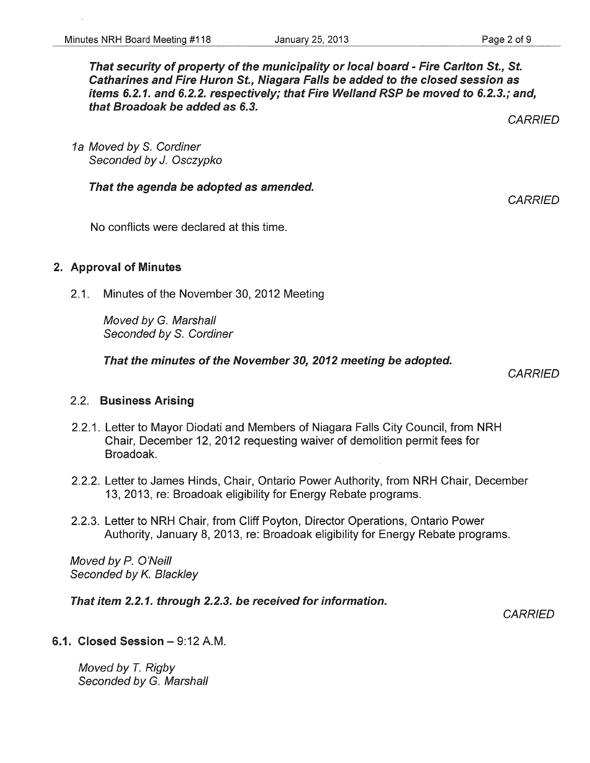***That security of property of the municipality or local board - Fire Carlton St., St. Catharines and Fire Huron St., Niagara Falls be added to the closed session as items 6.2.1. and 6.2.2. respectively; that Fire Welland RSP be moved to 6.2.3.; and, that Broadoak be added as 6.3.***

*CARRIED*

1a *Moved by S. Cordiner*
*Seconded by J. Osczypko*

***That the agenda be adopted as amended.***

*CARRIED*

No conflicts were declared at this time.

## 2. Approval of Minutes

2.1. Minutes of the November 30, 2012 Meeting

*Moved by G. Marshall*
*Seconded by S. Cordiner*

***That the minutes of the November 30, 2012 meeting be adopted.***

*CARRIED*

### 2.2. Business Arising

2.2.1. Letter to Mayor Diodati and Members of Niagara Falls City Council, from NRH Chair, December 12, 2012 requesting waiver of demolition permit fees for Broadoak.

2.2.2. Letter to James Hinds, Chair, Ontario Power Authority, from NRH Chair, December 13, 2013, re: Broadoak eligibility for Energy Rebate programs.

2.2.3. Letter to NRH Chair, from Cliff Poyton, Director Operations, Ontario Power Authority, January 8, 2013, re: Broadoak eligibility for Energy Rebate programs.

*Moved by P. O'Neill*
*Seconded by K. Blackley*

***That item 2.2.1. through 2.2.3. be received for information.***

*CARRIED*

## 6.1. Closed Session – 9:12 A.M.

*Moved by T. Rigby*
*Seconded by G. Marshall*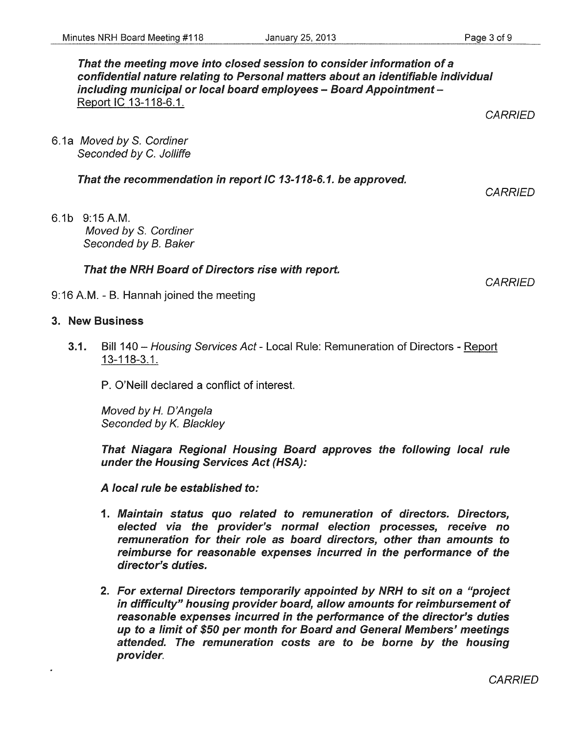***That the meeting move into closed session to consider information of a confidential nature relating to Personal matters about an identifiable individual including municipal or local board employees – Board Appointment –*** Report IC 13-118-6.1.

*CARRIED*

6.1a *Moved by S. Cordiner*
*Seconded by C. Jolliffe*

***That the recommendation in report IC 13-118-6.1. be approved.***

*CARRIED*

6.1b 9:15 A.M.
*Moved by S. Cordiner*
*Seconded by B. Baker*

***That the NRH Board of Directors rise with report.***

*CARRIED*

9:16 A.M. - B. Hannah joined the meeting

## 3. New Business

**3.1.** Bill 140 – *Housing Services Act* - Local Rule: Remuneration of Directors - Report 13-118-3.1.

P. O'Neill declared a conflict of interest.

*Moved by H. D'Angela*
*Seconded by K. Blackley*

***That Niagara Regional Housing Board approves the following local rule under the Housing Services Act (HSA):***

***A local rule be established to:***

1. ***Maintain status quo related to remuneration of directors. Directors, elected via the provider's normal election processes, receive no remuneration for their role as board directors, other than amounts to reimburse for reasonable expenses incurred in the performance of the director's duties.***
2. ***For external Directors temporarily appointed by NRH to sit on a "project in difficulty" housing provider board, allow amounts for reimbursement of reasonable expenses incurred in the performance of the director's duties up to a limit of $50 per month for Board and General Members' meetings attended. The remuneration costs are to be borne by the housing provider.***

*CARRIED*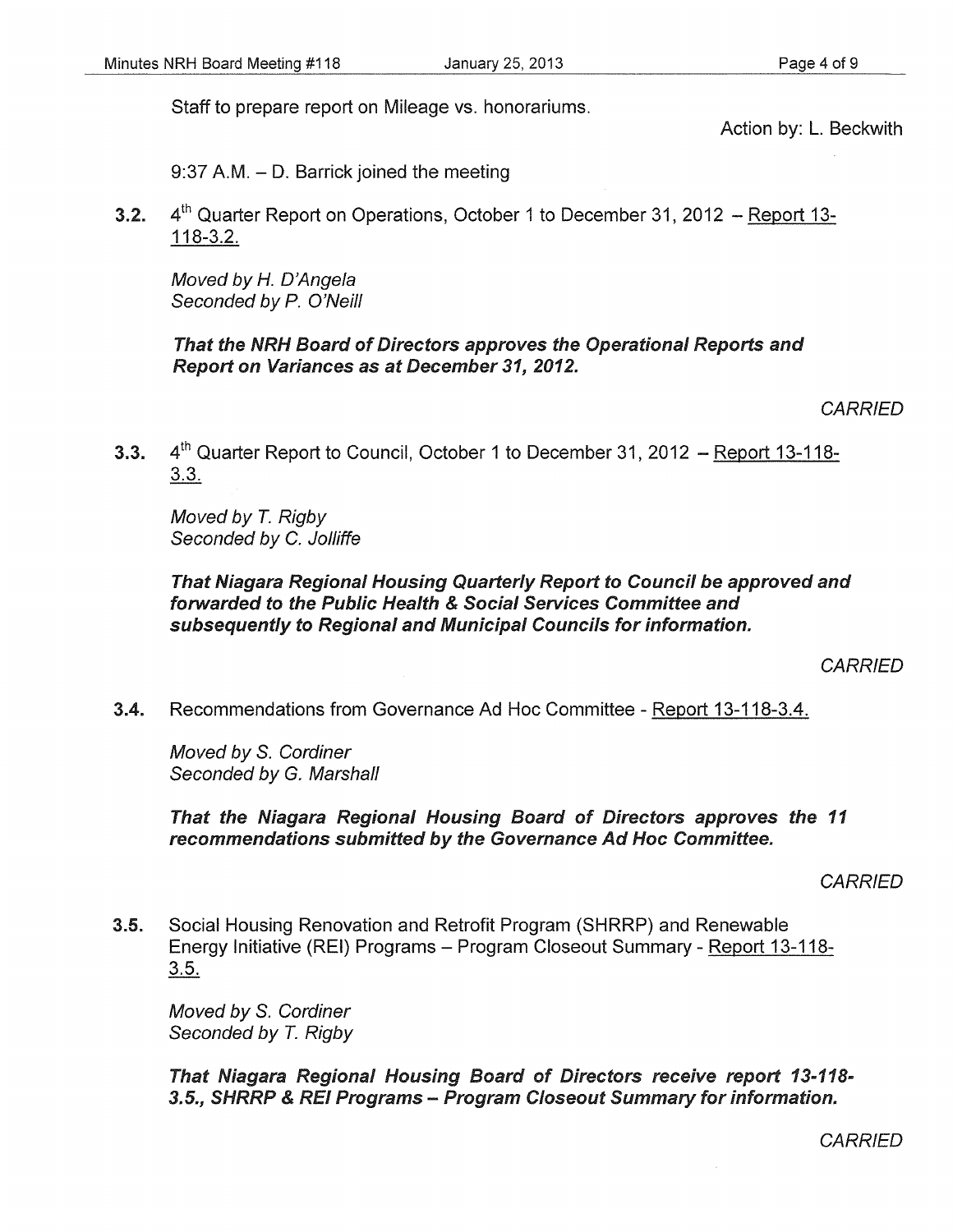Staff to prepare report on Mileage vs. honorariums.

Action by: L. Beckwith

9:37 A.M. – D. Barrick joined the meeting

**3.2.** 4th Quarter Report on Operations, October 1 to December 31, 2012 – Report 13-118-3.2.

*Moved by H. D'Angela*
*Seconded by P. O'Neill*

***That the NRH Board of Directors approves the Operational Reports and Report on Variances as at December 31, 2012.***

*CARRIED*

**3.3.** 4th Quarter Report to Council, October 1 to December 31, 2012 – Report 13-118-3.3.

*Moved by T. Rigby*
*Seconded by C. Jolliffe*

***That Niagara Regional Housing Quarterly Report to Council be approved and forwarded to the Public Health & Social Services Committee and subsequently to Regional and Municipal Councils for information.***

*CARRIED*

**3.4.** Recommendations from Governance Ad Hoc Committee - Report 13-118-3.4.

*Moved by S. Cordiner*
*Seconded by G. Marshall*

***That the Niagara Regional Housing Board of Directors approves the 11 recommendations submitted by the Governance Ad Hoc Committee.***

*CARRIED*

**3.5.** Social Housing Renovation and Retrofit Program (SHRRP) and Renewable Energy Initiative (REI) Programs – Program Closeout Summary - Report 13-118-3.5.

*Moved by S. Cordiner*
*Seconded by T. Rigby*

***That Niagara Regional Housing Board of Directors receive report 13-118-3.5., SHRRP & REI Programs – Program Closeout Summary for information.***

*CARRIED*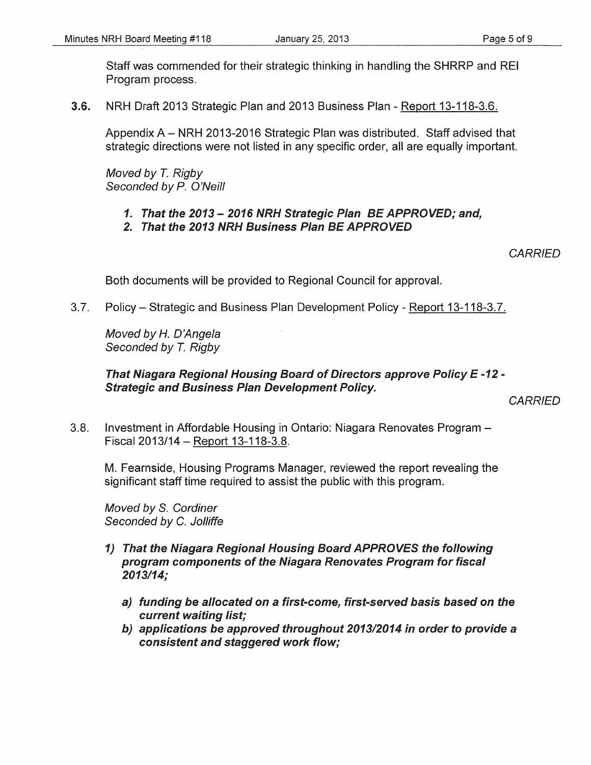Staff was commended for their strategic thinking in handling the SHRRP and REI Program process.

**3.6.** NRH Draft 2013 Strategic Plan and 2013 Business Plan - Report 13-118-3.6.

Appendix A – NRH 2013-2016 Strategic Plan was distributed. Staff advised that strategic directions were not listed in any specific order, all are equally important.

*Moved by T. Rigby*
*Seconded by P. O'Neill*

1. ***That the 2013 – 2016 NRH Strategic Plan BE APPROVED; and,***
2. ***That the 2013 NRH Business Plan BE APPROVED***

*CARRIED*

Both documents will be provided to Regional Council for approval.

3.7. Policy – Strategic and Business Plan Development Policy - Report 13-118-3.7.

*Moved by H. D'Angela*
*Seconded by T. Rigby*

***That Niagara Regional Housing Board of Directors approve Policy E -12 - Strategic and Business Plan Development Policy.***

*CARRIED*

3.8. Investment in Affordable Housing in Ontario: Niagara Renovates Program – Fiscal 2013/14 – Report 13-118-3.8.

M. Fearnside, Housing Programs Manager, reviewed the report revealing the significant staff time required to assist the public with this program.

*Moved by S. Cordiner*
*Seconded by C. Jolliffe*

1) ***That the Niagara Regional Housing Board APPROVES the following program components of the Niagara Renovates Program for fiscal 2013/14;***

   a) ***funding be allocated on a first-come, first-served basis based on the current waiting list;***
   b) ***applications be approved throughout 2013/2014 in order to provide a consistent and staggered work flow;***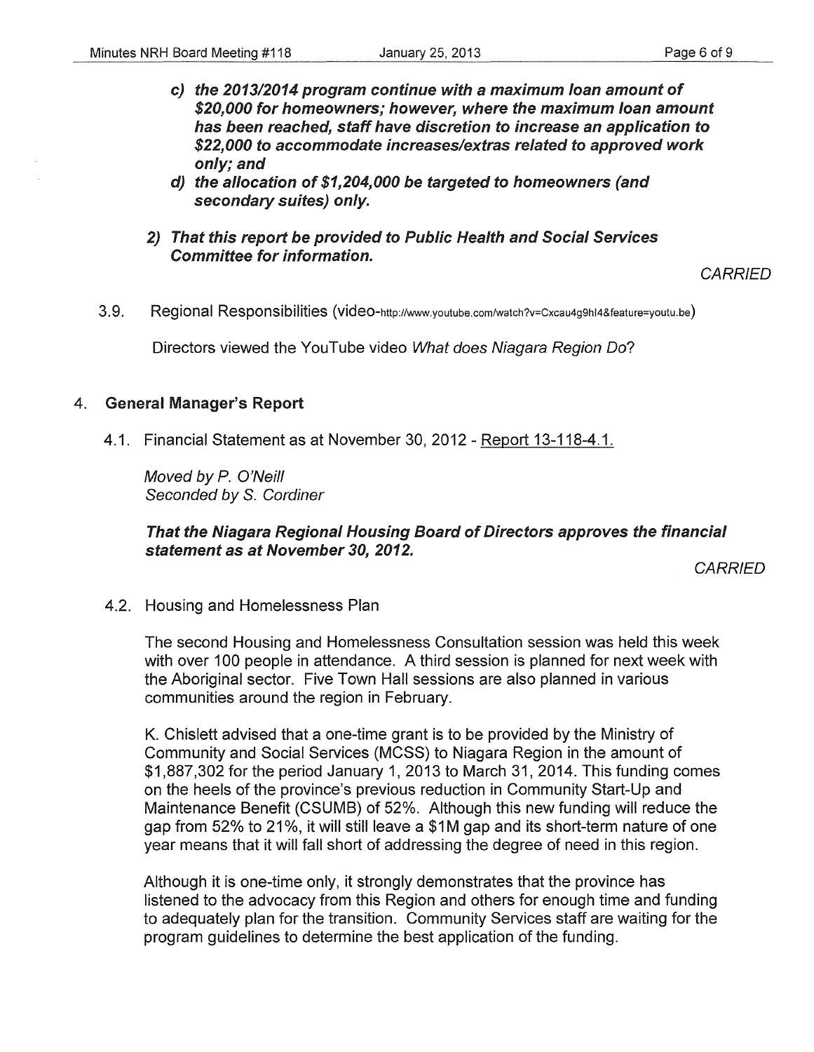***c) the 2013/2014 program continue with a maximum loan amount of $20,000 for homeowners; however, where the maximum loan amount has been reached, staff have discretion to increase an application to $22,000 to accommodate increases/extras related to approved work only; and***

***d) the allocation of $1,204,000 be targeted to homeowners (and secondary suites) only.***

***2) That this report be provided to Public Health and Social Services Committee for information.***

*CARRIED*

3.9. Regional Responsibilities (video-http://www.youtube.com/watch?v=Cxcau4g9hl4&feature=youtu.be)

Directors viewed the YouTube video *What does Niagara Region Do*?

## 4. General Manager's Report

4.1. Financial Statement as at November 30, 2012 - Report 13-118-4.1.

*Moved by P. O'Neill*
*Seconded by S. Cordiner*

***That the Niagara Regional Housing Board of Directors approves the financial statement as at November 30, 2012.***

*CARRIED*

4.2. Housing and Homelessness Plan

The second Housing and Homelessness Consultation session was held this week with over 100 people in attendance. A third session is planned for next week with the Aboriginal sector. Five Town Hall sessions are also planned in various communities around the region in February.

K. Chislett advised that a one-time grant is to be provided by the Ministry of Community and Social Services (MCSS) to Niagara Region in the amount of $1,887,302 for the period January 1, 2013 to March 31, 2014. This funding comes on the heels of the province's previous reduction in Community Start-Up and Maintenance Benefit (CSUMB) of 52%. Although this new funding will reduce the gap from 52% to 21%, it will still leave a $1M gap and its short-term nature of one year means that it will fall short of addressing the degree of need in this region.

Although it is one-time only, it strongly demonstrates that the province has listened to the advocacy from this Region and others for enough time and funding to adequately plan for the transition. Community Services staff are waiting for the program guidelines to determine the best application of the funding.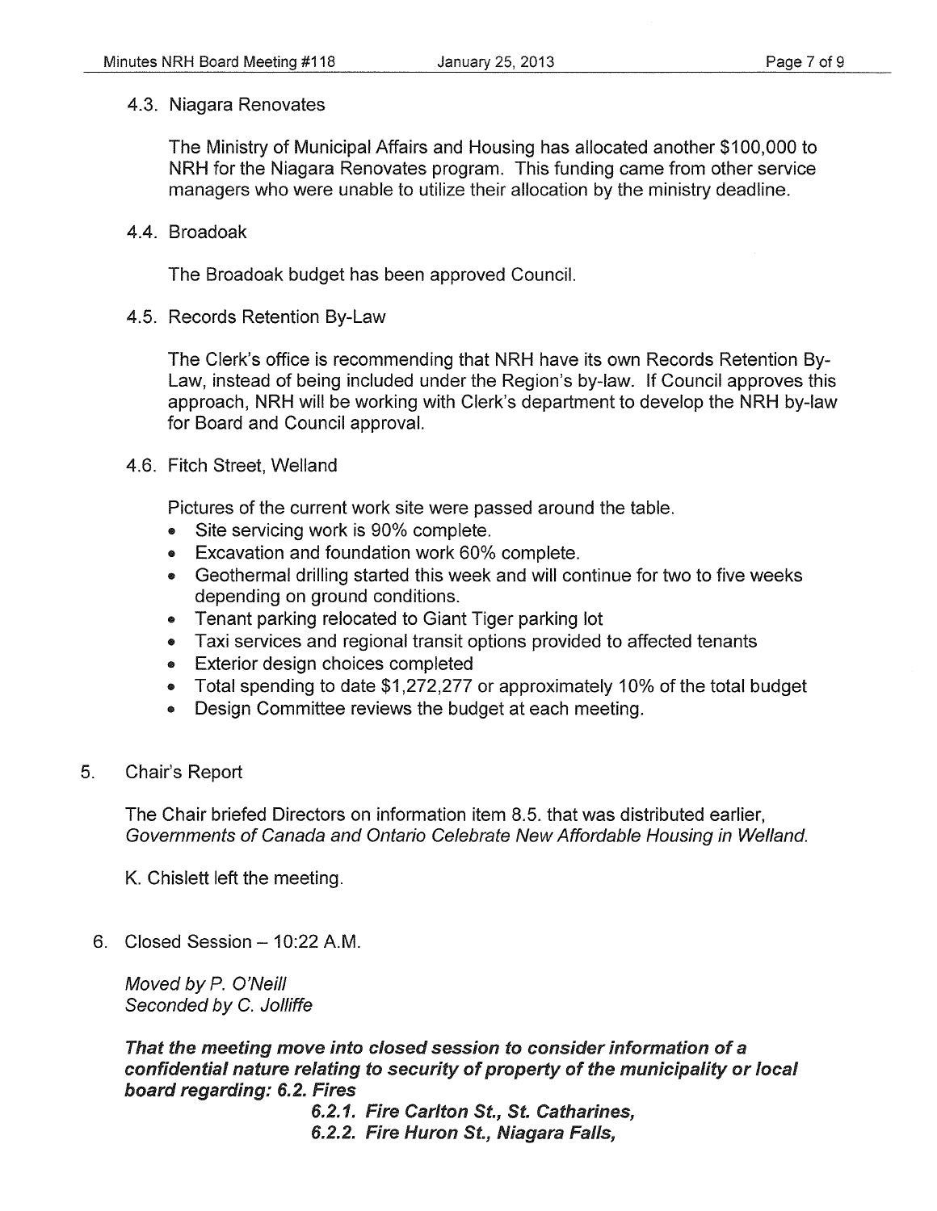### 4.3. Niagara Renovates

The Ministry of Municipal Affairs and Housing has allocated another $100,000 to NRH for the Niagara Renovates program. This funding came from other service managers who were unable to utilize their allocation by the ministry deadline.

### 4.4. Broadoak

The Broadoak budget has been approved Council.

### 4.5. Records Retention By-Law

The Clerk's office is recommending that NRH have its own Records Retention By-Law, instead of being included under the Region's by-law. If Council approves this approach, NRH will be working with Clerk's department to develop the NRH by-law for Board and Council approval.

### 4.6. Fitch Street, Welland

Pictures of the current work site were passed around the table.

- Site servicing work is 90% complete.
- Excavation and foundation work 60% complete.
- Geothermal drilling started this week and will continue for two to five weeks depending on ground conditions.
- Tenant parking relocated to Giant Tiger parking lot
- Taxi services and regional transit options provided to affected tenants
- Exterior design choices completed
- Total spending to date $1,272,277 or approximately 10% of the total budget
- Design Committee reviews the budget at each meeting.

## 5. Chair's Report

The Chair briefed Directors on information item 8.5. that was distributed earlier, *Governments of Canada and Ontario Celebrate New Affordable Housing in Welland.*

K. Chislett left the meeting.

## 6. Closed Session – 10:22 A.M.

*Moved by P. O'Neill*
*Seconded by C. Jolliffe*

***That the meeting move into closed session to consider information of a confidential nature relating to security of property of the municipality or local board regarding: 6.2. Fires***

***6.2.1. Fire Carlton St., St. Catharines,***
***6.2.2. Fire Huron St., Niagara Falls,***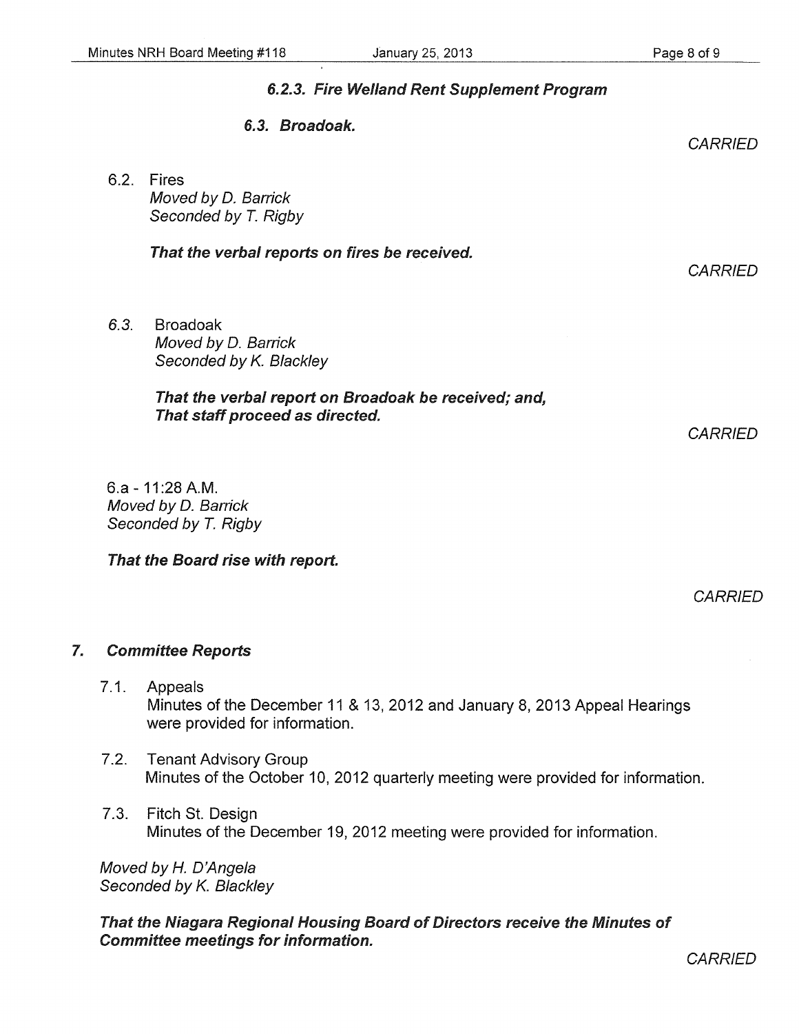***6.2.3. Fire Welland Rent Supplement Program***

***6.3. Broadoak.***

*CARRIED*

6.2. Fires
*Moved by D. Barrick*
*Seconded by T. Rigby*

***That the verbal reports on fires be received.***

*CARRIED*

6.3. Broadoak
*Moved by D. Barrick*
*Seconded by K. Blackley*

***That the verbal report on Broadoak be received; and,***
***That staff proceed as directed.***

*CARRIED*

6.a - 11:28 A.M.
*Moved by D. Barrick*
*Seconded by T. Rigby*

***That the Board rise with report.***

*CARRIED*

## *7. Committee Reports*

7.1. Appeals
Minutes of the December 11 & 13, 2012 and January 8, 2013 Appeal Hearings were provided for information.

7.2. Tenant Advisory Group
Minutes of the October 10, 2012 quarterly meeting were provided for information.

7.3. Fitch St. Design
Minutes of the December 19, 2012 meeting were provided for information.

*Moved by H. D'Angela*
*Seconded by K. Blackley*

***That the Niagara Regional Housing Board of Directors receive the Minutes of Committee meetings for information.***

*CARRIED*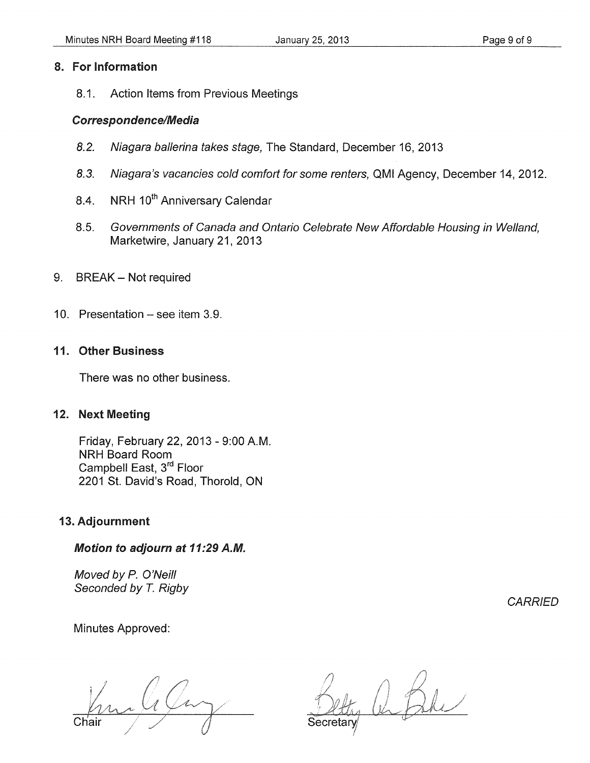## 8. For Information

8.1. Action Items from Previous Meetings

### *Correspondence/Media*

8.2. *Niagara ballerina takes stage,* The Standard, December 16, 2013

8.3. *Niagara's vacancies cold comfort for some renters,* QMI Agency, December 14, 2012.

8.4. NRH 10th Anniversary Calendar

8.5. *Governments of Canada and Ontario Celebrate New Affordable Housing in Welland,* Marketwire, January 21, 2013

9. BREAK – Not required

10. Presentation – see item 3.9.

## 11. Other Business

There was no other business.

## 12. Next Meeting

Friday, February 22, 2013 - 9:00 A.M.
NRH Board Room
Campbell East, 3rd Floor
2201 St. David's Road, Thorold, ON

## 13. Adjournment

***Motion to adjourn at 11:29 A.M.***

*Moved by P. O'Neill*
*Seconded by T. Rigby*

*CARRIED*

Minutes Approved:

Chair

Secretary